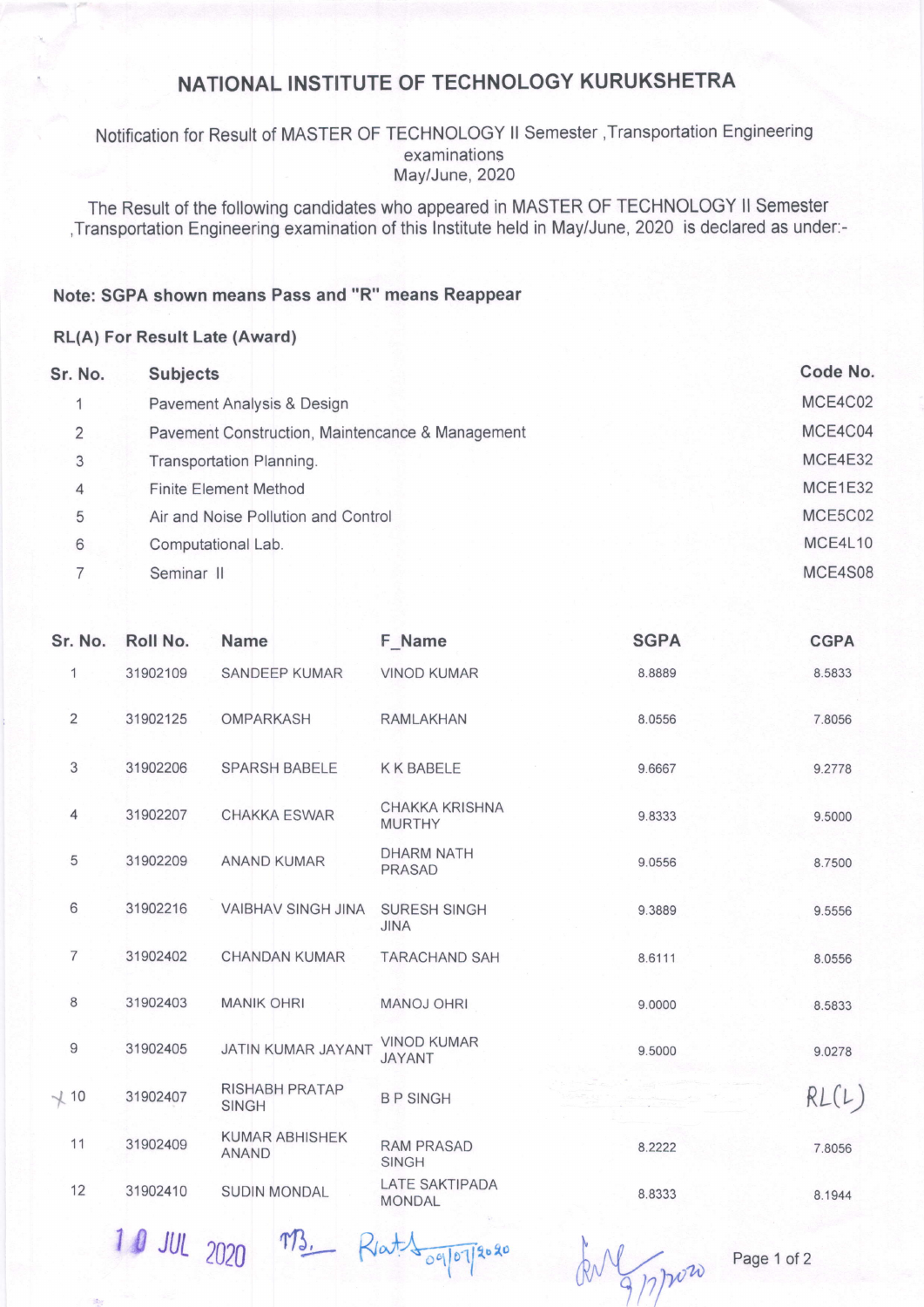# NATIONAL INSTITUTE OF TECHNOLOGY KURUKSHETRA

Notification for Result of MASTER OF TECHNOLOGY II Semester ,Transportation Engineering examinations
May/June, 2020

The Result of the following candidates who appeared in MASTER OF TECHNOLOGY II Semester ,Transportation Engineering examination of this Institute held in May/June, 2020 is declared as under:-

**Note: SGPA shown means Pass and "R" means Reappear**

**RL(A) For Result Late (Award)**

| Sr. No. | Subjects | Code No. |
|---|---|---|
| 1 | Pavement Analysis & Design | MCE4C02 |
| 2 | Pavement Construction, Maintencance & Management | MCE4C04 |
| 3 | Transportation Planning. | MCE4E32 |
| 4 | Finite Element Method | MCE1E32 |
| 5 | Air and Noise Pollution and Control | MCE5C02 |
| 6 | Computational Lab. | MCE4L10 |
| 7 | Seminar II | MCE4S08 |

| Sr. No. | Roll No. | Name | F_Name | SGPA | CGPA |
|---|---|---|---|---|---|
| 1 | 31902109 | SANDEEP KUMAR | VINOD KUMAR | 8.8889 | 8.5833 |
| 2 | 31902125 | OMPARKASH | RAMLAKHAN | 8.0556 | 7.8056 |
| 3 | 31902206 | SPARSH BABELE | K K BABELE | 9.6667 | 9.2778 |
| 4 | 31902207 | CHAKKA ESWAR | CHAKKA KRISHNA MURTHY | 9.8333 | 9.5000 |
| 5 | 31902209 | ANAND KUMAR | DHARM NATH PRASAD | 9.0556 | 8.7500 |
| 6 | 31902216 | VAIBHAV SINGH JINA | SURESH SINGH JINA | 9.3889 | 9.5556 |
| 7 | 31902402 | CHANDAN KUMAR | TARACHAND SAH | 8.6111 | 8.0556 |
| 8 | 31902403 | MANIK OHRI | MANOJ OHRI | 9.0000 | 8.5833 |
| 9 | 31902405 | JATIN KUMAR JAYANT | VINOD KUMAR JAYANT | 9.5000 | 9.0278 |
| 10 | 31902407 | RISHABH PRATAP SINGH | B P SINGH | | RL(L) |
| 11 | 31902409 | KUMAR ABHISHEK ANAND | RAM PRASAD SINGH | 8.2222 | 7.8056 |
| 12 | 31902410 | SUDIN MONDAL | LATE SAKTIPADA MONDAL | 8.8333 | 8.1944 |

10 JUL 2020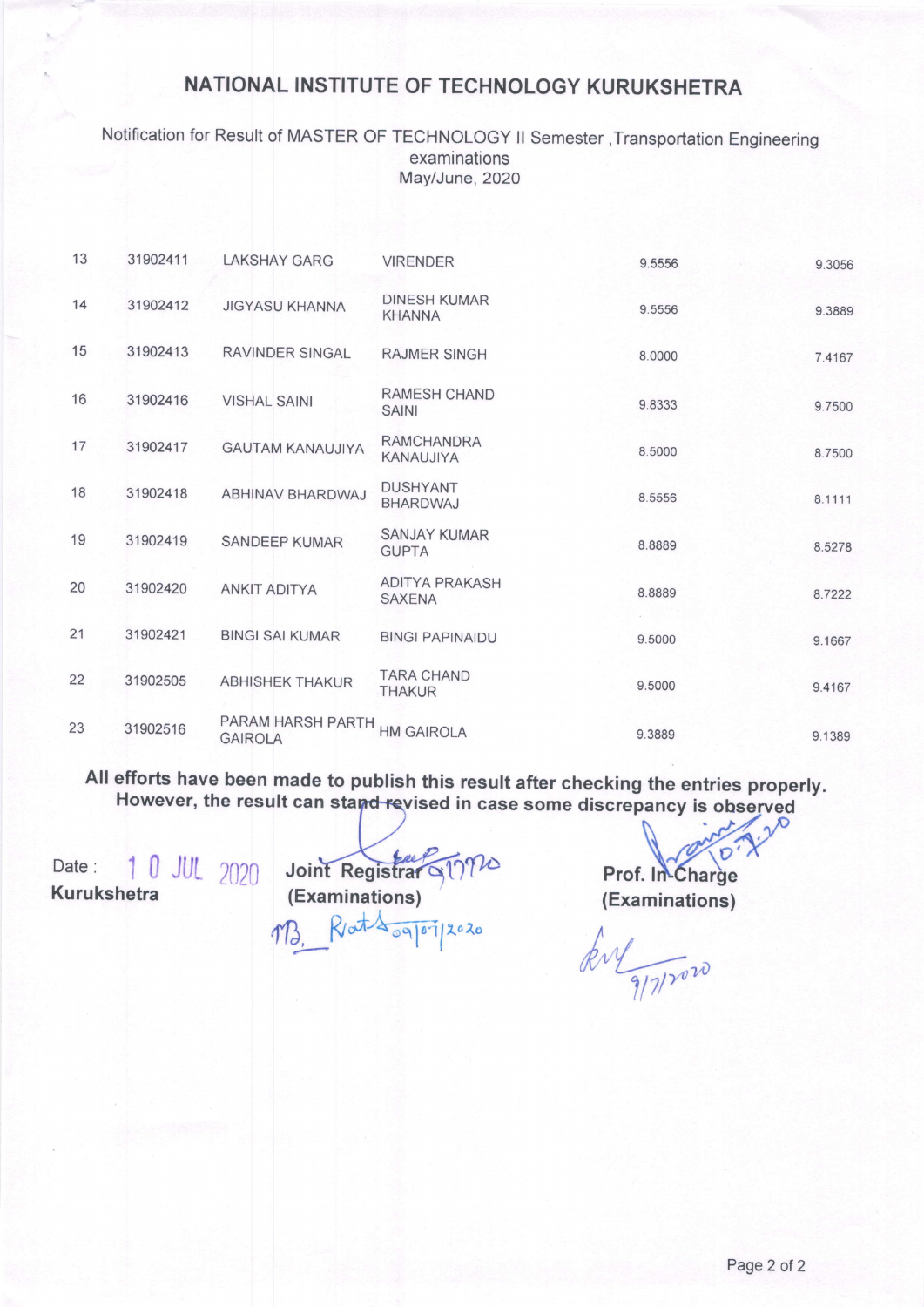# NATIONAL INSTITUTE OF TECHNOLOGY KURUKSHETRA

Notification for Result of MASTER OF TECHNOLOGY II Semester ,Transportation Engineering examinations
May/June, 2020

| | | | | | |
|---|---|---|---|---|---|
| 13 | 31902411 | LAKSHAY GARG | VIRENDER | 9.5556 | 9.3056 |
| 14 | 31902412 | JIGYASU KHANNA | DINESH KUMAR KHANNA | 9.5556 | 9.3889 |
| 15 | 31902413 | RAVINDER SINGAL | RAJMER SINGH | 8.0000 | 7.4167 |
| 16 | 31902416 | VISHAL SAINI | RAMESH CHAND SAINI | 9.8333 | 9.7500 |
| 17 | 31902417 | GAUTAM KANAUJIYA | RAMCHANDRA KANAUJIYA | 8.5000 | 8.7500 |
| 18 | 31902418 | ABHINAV BHARDWAJ | DUSHYANT BHARDWAJ | 8.5556 | 8.1111 |
| 19 | 31902419 | SANDEEP KUMAR | SANJAY KUMAR GUPTA | 8.8889 | 8.5278 |
| 20 | 31902420 | ANKIT ADITYA | ADITYA PRAKASH SAXENA | 8.8889 | 8.7222 |
| 21 | 31902421 | BINGI SAI KUMAR | BINGI PAPINAIDU | 9.5000 | 9.1667 |
| 22 | 31902505 | ABHISHEK THAKUR | TARA CHAND THAKUR | 9.5000 | 9.4167 |
| 23 | 31902516 | PARAM HARSH PARTH GAIROLA | HM GAIROLA | 9.3889 | 9.1389 |

**All efforts have been made to publish this result after checking the entries properly. However, the result can stand revised in case some discrepancy is observed**

**Date :** 10 JUL 2020
**Kurukshetra**

**Joint Registrar**
**(Examinations)**

**Prof. In-Charge**
**(Examinations)**